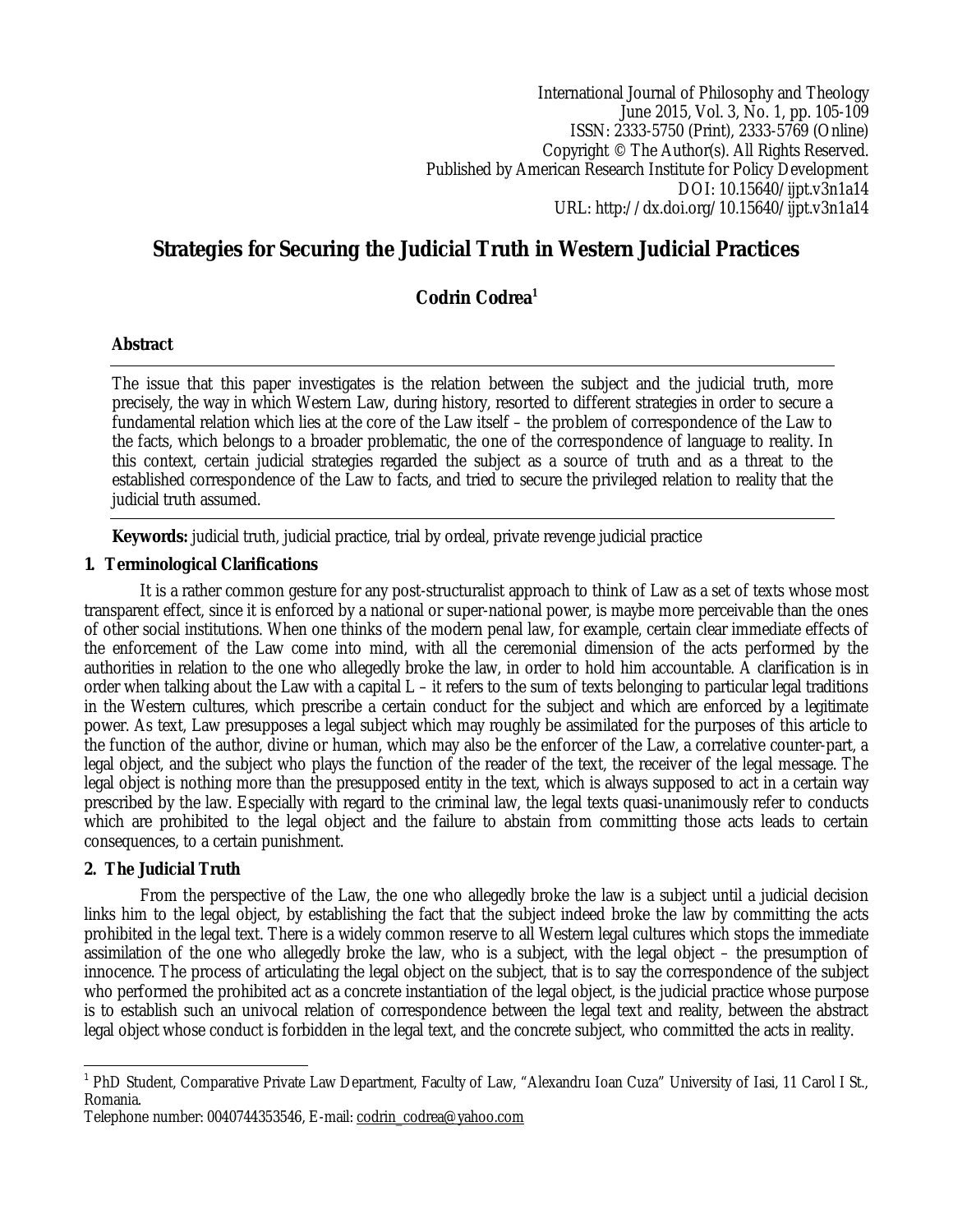International Journal of Philosophy and Theology
June 2015, Vol. 3, No. 1, pp. 105-109
ISSN: 2333-5750 (Print), 2333-5769 (Online)
Copyright © The Author(s). All Rights Reserved.
Published by American Research Institute for Policy Development
DOI: 10.15640/ijpt.v3n1a14
URL: http://dx.doi.org/10.15640/ijpt.v3n1a14

# Strategies for Securing the Judicial Truth in Western Judicial Practices

**Codrin Codrea**[1]

## Abstract

The issue that this paper investigates is the relation between the subject and the judicial truth, more precisely, the way in which Western Law, during history, resorted to different strategies in order to secure a fundamental relation which lies at the core of the Law itself – the problem of correspondence of the Law to the facts, which belongs to a broader problematic, the one of the correspondence of language to reality. In this context, certain judicial strategies regarded the subject as a source of truth and as a threat to the established correspondence of the Law to facts, and tried to secure the privileged relation to reality that the judicial truth assumed.

**Keywords:** judicial truth, judicial practice, trial by ordeal, private revenge judicial practice

## 1. Terminological Clarifications

It is a rather common gesture for any post-structuralist approach to think of Law as a set of texts whose most transparent effect, since it is enforced by a national or super-national power, is maybe more perceivable than the ones of other social institutions. When one thinks of the modern penal law, for example, certain clear immediate effects of the enforcement of the Law come into mind, with all the ceremonial dimension of the acts performed by the authorities in relation to the one who allegedly broke the law, in order to hold him accountable. A clarification is in order when talking about the Law with a capital L – it refers to the sum of texts belonging to particular legal traditions in the Western cultures, which prescribe a certain conduct for the subject and which are enforced by a legitimate power. As text, Law presupposes a legal subject which may roughly be assimilated for the purposes of this article to the function of the author, divine or human, which may also be the enforcer of the Law, a correlative counter-part, a legal object, and the subject who plays the function of the reader of the text, the receiver of the legal message. The legal object is nothing more than the presupposed entity in the text, which is always supposed to act in a certain way prescribed by the law. Especially with regard to the criminal law, the legal texts quasi-unanimously refer to conducts which are prohibited to the legal object and the failure to abstain from committing those acts leads to certain consequences, to a certain punishment.

## 2. The Judicial Truth

From the perspective of the Law, the one who allegedly broke the law is a subject until a judicial decision links him to the legal object, by establishing the fact that the subject indeed broke the law by committing the acts prohibited in the legal text. There is a widely common reserve to all Western legal cultures which stops the immediate assimilation of the one who allegedly broke the law, who is a subject, with the legal object – the presumption of innocence. The process of articulating the legal object on the subject, that is to say the correspondence of the subject who performed the prohibited act as a concrete instantiation of the legal object, is the judicial practice whose purpose is to establish such an univocal relation of correspondence between the legal text and reality, between the abstract legal object whose conduct is forbidden in the legal text, and the concrete subject, who committed the acts in reality.

---

[1] PhD Student, Comparative Private Law Department, Faculty of Law, "Alexandru Ioan Cuza" University of Iasi, 11 Carol I St., Romania.
Telephone number: 0040744353546, E-mail: codrin_codrea@yahoo.com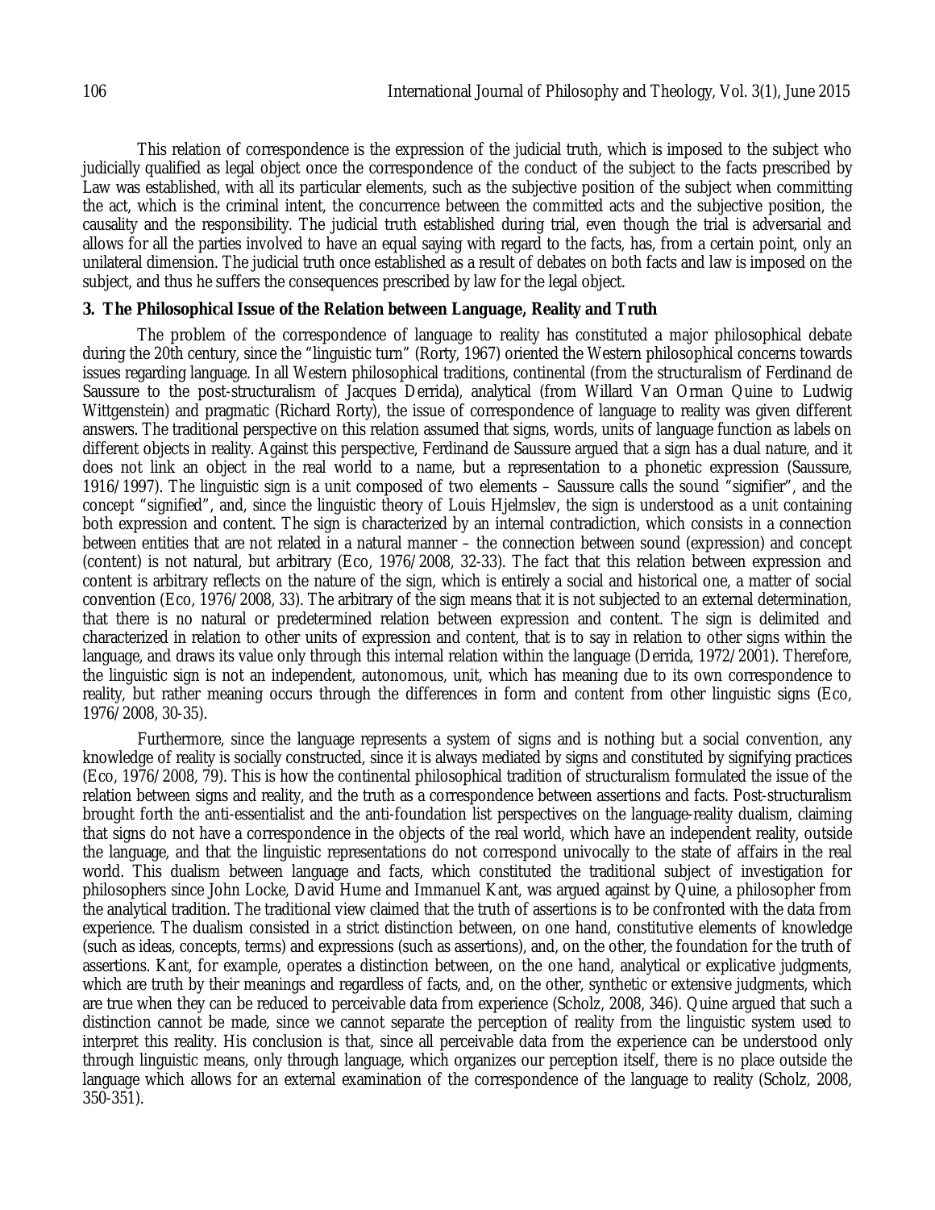This relation of correspondence is the expression of the judicial truth, which is imposed to the subject who judicially qualified as legal object once the correspondence of the conduct of the subject to the facts prescribed by Law was established, with all its particular elements, such as the subjective position of the subject when committing the act, which is the criminal intent, the concurrence between the committed acts and the subjective position, the causality and the responsibility. The judicial truth established during trial, even though the trial is adversarial and allows for all the parties involved to have an equal saying with regard to the facts, has, from a certain point, only an unilateral dimension. The judicial truth once established as a result of debates on both facts and law is imposed on the subject, and thus he suffers the consequences prescribed by law for the legal object.

### 3. The Philosophical Issue of the Relation between Language, Reality and Truth

The problem of the correspondence of language to reality has constituted a major philosophical debate during the 20th century, since the "linguistic turn" (Rorty, 1967) oriented the Western philosophical concerns towards issues regarding language. In all Western philosophical traditions, continental (from the structuralism of Ferdinand de Saussure to the post-structuralism of Jacques Derrida), analytical (from Willard Van Orman Quine to Ludwig Wittgenstein) and pragmatic (Richard Rorty), the issue of correspondence of language to reality was given different answers. The traditional perspective on this relation assumed that signs, words, units of language function as labels on different objects in reality. Against this perspective, Ferdinand de Saussure argued that a sign has a dual nature, and it does not link an object in the real world to a name, but a representation to a phonetic expression (Saussure, 1916/1997). The linguistic sign is a unit composed of two elements – Saussure calls the sound "signifier", and the concept "signified", and, since the linguistic theory of Louis Hjelmslev, the sign is understood as a unit containing both expression and content. The sign is characterized by an internal contradiction, which consists in a connection between entities that are not related in a natural manner – the connection between sound (expression) and concept (content) is not natural, but arbitrary (Eco, 1976/2008, 32-33). The fact that this relation between expression and content is arbitrary reflects on the nature of the sign, which is entirely a social and historical one, a matter of social convention (Eco, 1976/2008, 33). The arbitrary of the sign means that it is not subjected to an external determination, that there is no natural or predetermined relation between expression and content. The sign is delimited and characterized in relation to other units of expression and content, that is to say in relation to other signs within the language, and draws its value only through this internal relation within the language (Derrida, 1972/2001). Therefore, the linguistic sign is not an independent, autonomous, unit, which has meaning due to its own correspondence to reality, but rather meaning occurs through the differences in form and content from other linguistic signs (Eco, 1976/2008, 30-35).

Furthermore, since the language represents a system of signs and is nothing but a social convention, any knowledge of reality is socially constructed, since it is always mediated by signs and constituted by signifying practices (Eco, 1976/2008, 79). This is how the continental philosophical tradition of structuralism formulated the issue of the relation between signs and reality, and the truth as a correspondence between assertions and facts. Post-structuralism brought forth the anti-essentialist and the anti-foundation list perspectives on the language-reality dualism, claiming that signs do not have a correspondence in the objects of the real world, which have an independent reality, outside the language, and that the linguistic representations do not correspond univocally to the state of affairs in the real world. This dualism between language and facts, which constituted the traditional subject of investigation for philosophers since John Locke, David Hume and Immanuel Kant, was argued against by Quine, a philosopher from the analytical tradition. The traditional view claimed that the truth of assertions is to be confronted with the data from experience. The dualism consisted in a strict distinction between, on one hand, constitutive elements of knowledge (such as ideas, concepts, terms) and expressions (such as assertions), and, on the other, the foundation for the truth of assertions. Kant, for example, operates a distinction between, on the one hand, analytical or explicative judgments, which are truth by their meanings and regardless of facts, and, on the other, synthetic or extensive judgments, which are true when they can be reduced to perceivable data from experience (Scholz, 2008, 346). Quine argued that such a distinction cannot be made, since we cannot separate the perception of reality from the linguistic system used to interpret this reality. His conclusion is that, since all perceivable data from the experience can be understood only through linguistic means, only through language, which organizes our perception itself, there is no place outside the language which allows for an external examination of the correspondence of the language to reality (Scholz, 2008, 350-351).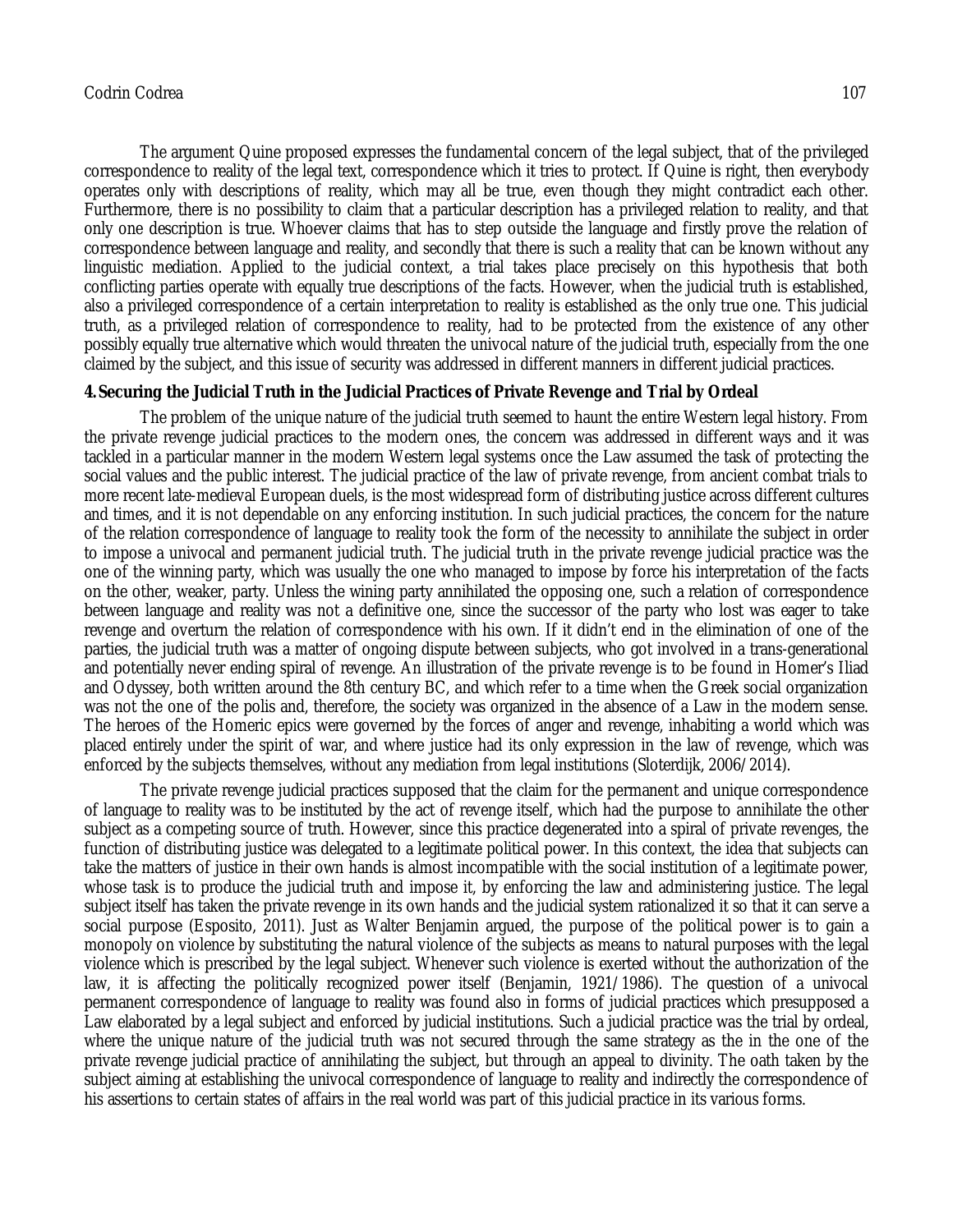The argument Quine proposed expresses the fundamental concern of the legal subject, that of the privileged correspondence to reality of the legal text, correspondence which it tries to protect. If Quine is right, then everybody operates only with descriptions of reality, which may all be true, even though they might contradict each other. Furthermore, there is no possibility to claim that a particular description has a privileged relation to reality, and that only one description is true. Whoever claims that has to step outside the language and firstly prove the relation of correspondence between language and reality, and secondly that there is such a reality that can be known without any linguistic mediation. Applied to the judicial context, a trial takes place precisely on this hypothesis that both conflicting parties operate with equally true descriptions of the facts. However, when the judicial truth is established, also a privileged correspondence of a certain interpretation to reality is established as the only true one. This judicial truth, as a privileged relation of correspondence to reality, had to be protected from the existence of any other possibly equally true alternative which would threaten the univocal nature of the judicial truth, especially from the one claimed by the subject, and this issue of security was addressed in different manners in different judicial practices.

**4. Securing the Judicial Truth in the Judicial Practices of Private Revenge and Trial by Ordeal**

The problem of the unique nature of the judicial truth seemed to haunt the entire Western legal history. From the private revenge judicial practices to the modern ones, the concern was addressed in different ways and it was tackled in a particular manner in the modern Western legal systems once the Law assumed the task of protecting the social values and the public interest. The judicial practice of the law of private revenge, from ancient combat trials to more recent late-medieval European duels, is the most widespread form of distributing justice across different cultures and times, and it is not dependable on any enforcing institution. In such judicial practices, the concern for the nature of the relation correspondence of language to reality took the form of the necessity to annihilate the subject in order to impose a univocal and permanent judicial truth. The judicial truth in the private revenge judicial practice was the one of the winning party, which was usually the one who managed to impose by force his interpretation of the facts on the other, weaker, party. Unless the wining party annihilated the opposing one, such a relation of correspondence between language and reality was not a definitive one, since the successor of the party who lost was eager to take revenge and overturn the relation of correspondence with his own. If it didn't end in the elimination of one of the parties, the judicial truth was a matter of ongoing dispute between subjects, who got involved in a trans-generational and potentially never ending spiral of revenge. An illustration of the private revenge is to be found in Homer's Iliad and Odyssey, both written around the 8th century BC, and which refer to a time when the Greek social organization was not the one of the polis and, therefore, the society was organized in the absence of a Law in the modern sense. The heroes of the Homeric epics were governed by the forces of anger and revenge, inhabiting a world which was placed entirely under the spirit of war, and where justice had its only expression in the law of revenge, which was enforced by the subjects themselves, without any mediation from legal institutions (Sloterdijk, 2006/2014).

The private revenge judicial practices supposed that the claim for the permanent and unique correspondence of language to reality was to be instituted by the act of revenge itself, which had the purpose to annihilate the other subject as a competing source of truth. However, since this practice degenerated into a spiral of private revenges, the function of distributing justice was delegated to a legitimate political power. In this context, the idea that subjects can take the matters of justice in their own hands is almost incompatible with the social institution of a legitimate power, whose task is to produce the judicial truth and impose it, by enforcing the law and administering justice. The legal subject itself has taken the private revenge in its own hands and the judicial system rationalized it so that it can serve a social purpose (Esposito, 2011). Just as Walter Benjamin argued, the purpose of the political power is to gain a monopoly on violence by substituting the natural violence of the subjects as means to natural purposes with the legal violence which is prescribed by the legal subject. Whenever such violence is exerted without the authorization of the law, it is affecting the politically recognized power itself (Benjamin, 1921/1986). The question of a univocal permanent correspondence of language to reality was found also in forms of judicial practices which presupposed a Law elaborated by a legal subject and enforced by judicial institutions. Such a judicial practice was the trial by ordeal, where the unique nature of the judicial truth was not secured through the same strategy as the in the one of the private revenge judicial practice of annihilating the subject, but through an appeal to divinity. The oath taken by the subject aiming at establishing the univocal correspondence of language to reality and indirectly the correspondence of his assertions to certain states of affairs in the real world was part of this judicial practice in its various forms.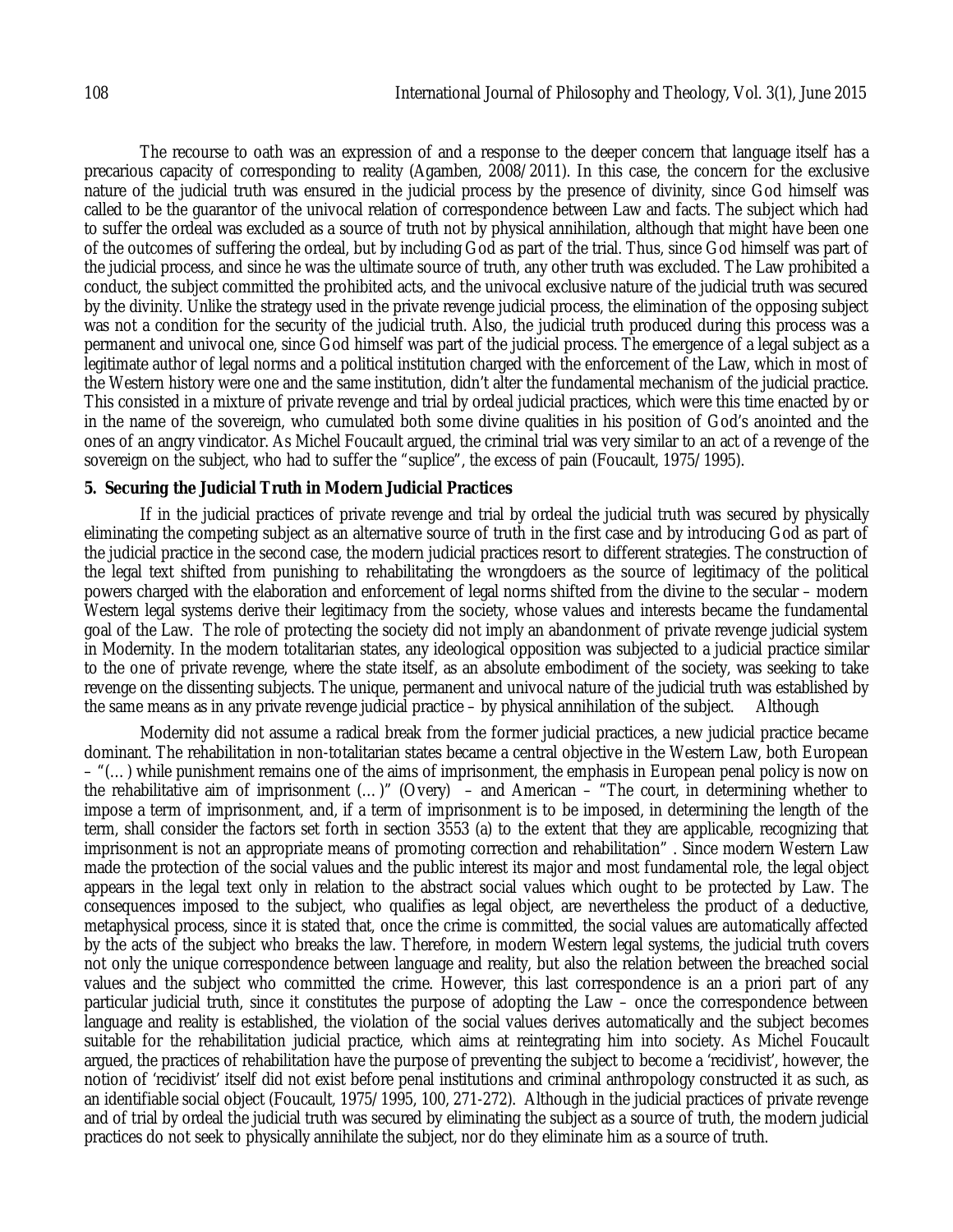The recourse to oath was an expression of and a response to the deeper concern that language itself has a precarious capacity of corresponding to reality (Agamben, 2008/2011). In this case, the concern for the exclusive nature of the judicial truth was ensured in the judicial process by the presence of divinity, since God himself was called to be the guarantor of the univocal relation of correspondence between Law and facts. The subject which had to suffer the ordeal was excluded as a source of truth not by physical annihilation, although that might have been one of the outcomes of suffering the ordeal, but by including God as part of the trial. Thus, since God himself was part of the judicial process, and since he was the ultimate source of truth, any other truth was excluded. The Law prohibited a conduct, the subject committed the prohibited acts, and the univocal exclusive nature of the judicial truth was secured by the divinity. Unlike the strategy used in the private revenge judicial process, the elimination of the opposing subject was not a condition for the security of the judicial truth. Also, the judicial truth produced during this process was a permanent and univocal one, since God himself was part of the judicial process. The emergence of a legal subject as a legitimate author of legal norms and a political institution charged with the enforcement of the Law, which in most of the Western history were one and the same institution, didn't alter the fundamental mechanism of the judicial practice. This consisted in a mixture of private revenge and trial by ordeal judicial practices, which were this time enacted by or in the name of the sovereign, as who cumulated both some divine qualities in his position of God's anointed and the ones of an angry vindicator. As Michel Foucault argued, the criminal trial was very similar to an act of a revenge of the sovereign on the subject, who had to suffer the "suplice", the excess of pain (Foucault, 1975/1995).

**5. Securing the Judicial Truth in Modern Judicial Practices**

If in the judicial practices of private revenge and trial by ordeal the judicial truth was secured by physically eliminating the competing subject as an alternative source of truth in the first case and by introducing God as part of the judicial practice in the second case, the modern judicial practices resort to different strategies. The construction of the legal text shifted from punishing to rehabilitating the wrongdoers as the source of legitimacy of the political powers charged with the elaboration and enforcement of legal norms shifted from the divine to the secular – modern Western legal systems derive their legitimacy from the society, whose values and interests became the fundamental goal of the Law. The role of protecting the society did not imply an abandonment of private revenge judicial system in Modernity. In the modern totalitarian states, any ideological opposition was subjected to a judicial practice similar to the one of private revenge, where the state itself, as an absolute embodiment of the society, was seeking to take revenge on the dissenting subjects. The unique, permanent and univocal nature of the judicial truth was established by the same means as in any private revenge judicial practice – by physical annihilation of the subject. Although

Modernity did not assume a radical break from the former judicial practices, a new judicial practice became dominant. The rehabilitation in non-totalitarian states became a central objective in the Western Law, both European – "(…) while punishment remains one of the aims of imprisonment, the emphasis in European penal policy is now on the rehabilitative aim of imprisonment (…)" (Overy) – and American – "The court, in determining whether to impose a term of imprisonment, and, if a term of imprisonment is to be imposed, in determining the length of the term, shall consider the factors set forth in section 3553 (a) to the extent that they are applicable, recognizing that imprisonment is not an appropriate means of promoting correction and rehabilitation" . Since modern Western Law made the protection of the social values and the public interest its major and most fundamental role, the legal object appears in the legal text only in relation to the abstract social values which ought to be protected by Law. The consequences imposed to the subject, who qualifies as legal object, are nevertheless the product of a deductive, metaphysical process, since it is stated that, once the crime is committed, the social values are automatically affected by the acts of the subject who breaks the law. Therefore, in modern Western legal systems, the judicial truth covers not only the unique correspondence between language and reality, but also the relation between the breached social values and the subject who committed the crime. However, this last correspondence is an a priori part of any particular judicial truth, since it constitutes the purpose of adopting the Law – once the correspondence between language and reality is established, the violation of the social values derives automatically and the subject becomes suitable for the rehabilitation judicial practice, which aims at reintegrating him into society. As Michel Foucault argued, the practices of rehabilitation have the purpose of preventing the subject to become a 'recidivist', however, the notion of 'recidivist' itself did not exist before penal institutions and criminal anthropology constructed it as such, as an identifiable social object (Foucault, 1975/1995, 100, 271-272). Although in the judicial practices of private revenge and of trial by ordeal the judicial truth was secured by eliminating the subject as a source of truth, the modern judicial practices do not seek to physically annihilate the subject, nor do they eliminate him as a source of truth.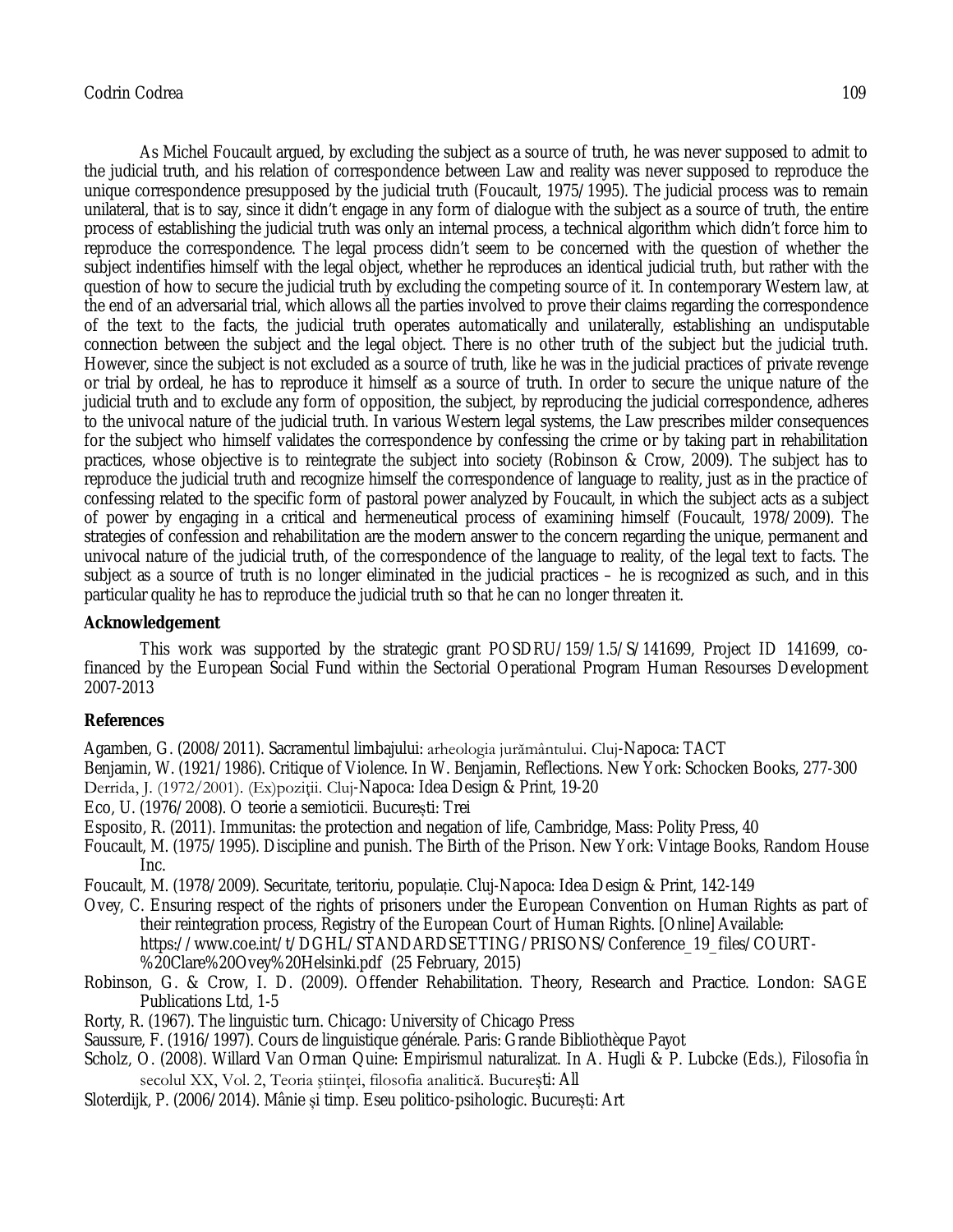As Michel Foucault argued, by excluding the subject as a source of truth, he was never supposed to admit to the judicial truth, and his relation of correspondence between Law and reality was never supposed to reproduce the unique correspondence presupposed by the judicial truth (Foucault, 1975/1995). The judicial process was to remain unilateral, that is to say, since it didn't engage in any form of dialogue with the subject as a source of truth, the entire process of establishing the judicial truth was only an internal process, a technical algorithm which didn't force him to reproduce the correspondence. The legal process didn't seem to be concerned with the question of whether the subject indentifies himself with the legal object, whether he reproduces an identical judicial truth, but rather with the question of how to secure the judicial truth by excluding the competing source of it. In contemporary Western law, at the end of an adversarial trial, which allows all the parties involved to prove their claims regarding the correspondence of the text to the facts, the judicial truth operates automatically and unilaterally, establishing an undisputable connection between the subject and the legal object. There is no other truth of the subject but the judicial truth. However, since the subject is not excluded as a source of truth, like he was in the judicial practices of private revenge or trial by ordeal, he has to reproduce it himself as a source of truth. In order to secure the unique nature of the judicial truth and to exclude any form of opposition, the subject, by reproducing the judicial correspondence, adheres to the univocal nature of the judicial truth. In various Western legal systems, the Law prescribes milder consequences for the subject who himself validates the correspondence by confessing the crime or by taking part in rehabilitation practices, whose objective is to reintegrate the subject into society (Robinson & Crow, 2009). The subject has to reproduce the judicial truth and recognize himself the correspondence of language to reality, just as in the practice of confessing related to the specific form of pastoral power analyzed by Foucault, in which the subject acts as a subject of power by engaging in a critical and hermeneutical process of examining himself (Foucault, 1978/2009). The strategies of confession and rehabilitation are the modern answer to the concern regarding the unique, permanent and univocal nature of the judicial truth, of the correspondence of the language to reality, of the legal text to facts. The subject as a source of truth is no longer eliminated in the judicial practices – he is recognized as such, and in this particular quality he has to reproduce the judicial truth so that he can no longer threaten it.

## Acknowledgement

This work was supported by the strategic grant POSDRU/159/1.5/S/141699, Project ID 141699, co-financed by the European Social Fund within the Sectorial Operational Program Human Resourses Development 2007-2013

## References

Agamben, G. (2008/2011). Sacramentul limbajului: arheologia jurământului. Cluj-Napoca: TACT

Benjamin, W. (1921/1986). Critique of Violence. In W. Benjamin, Reflections. New York: Schocken Books, 277-300

Derrida, J. (1972/2001). (Ex)poziții. Cluj-Napoca: Idea Design & Print, 19-20

Eco, U. (1976/2008). O teorie a semioticii. București: Trei

Esposito, R. (2011). Immunitas: the protection and negation of life, Cambridge, Mass: Polity Press, 40

Foucault, M. (1975/1995). Discipline and punish. The Birth of the Prison. New York: Vintage Books, Random House Inc.

Foucault, M. (1978/2009). Securitate, teritoriu, populație. Cluj-Napoca: Idea Design & Print, 142-149

Ovey, C. Ensuring respect of the rights of prisoners under the European Convention on Human Rights as part of their reintegration process, Registry of the European Court of Human Rights. [Online] Available: https://www.coe.int/t/DGHL/STANDARDSETTING/PRISONS/Conference_19_files/COURT-%20Clare%20Ovey%20Helsinki.pdf (25 February, 2015)

Robinson, G. & Crow, I. D. (2009). Offender Rehabilitation. Theory, Research and Practice. London: SAGE Publications Ltd, 1-5

Rorty, R. (1967). The linguistic turn. Chicago: University of Chicago Press

Saussure, F. (1916/1997). Cours de linguistique générale. Paris: Grande Bibliothèque Payot

Scholz, O. (2008). Willard Van Orman Quine: Empirismul naturalizat. In A. Hugli & P. Lubcke (Eds.), Filosofia în secolul XX, Vol. 2, Teoria științei, filosofia analitică. București: All

Sloterdijk, P. (2006/2014). Mânie și timp. Eseu politico-psihologic. București: Art